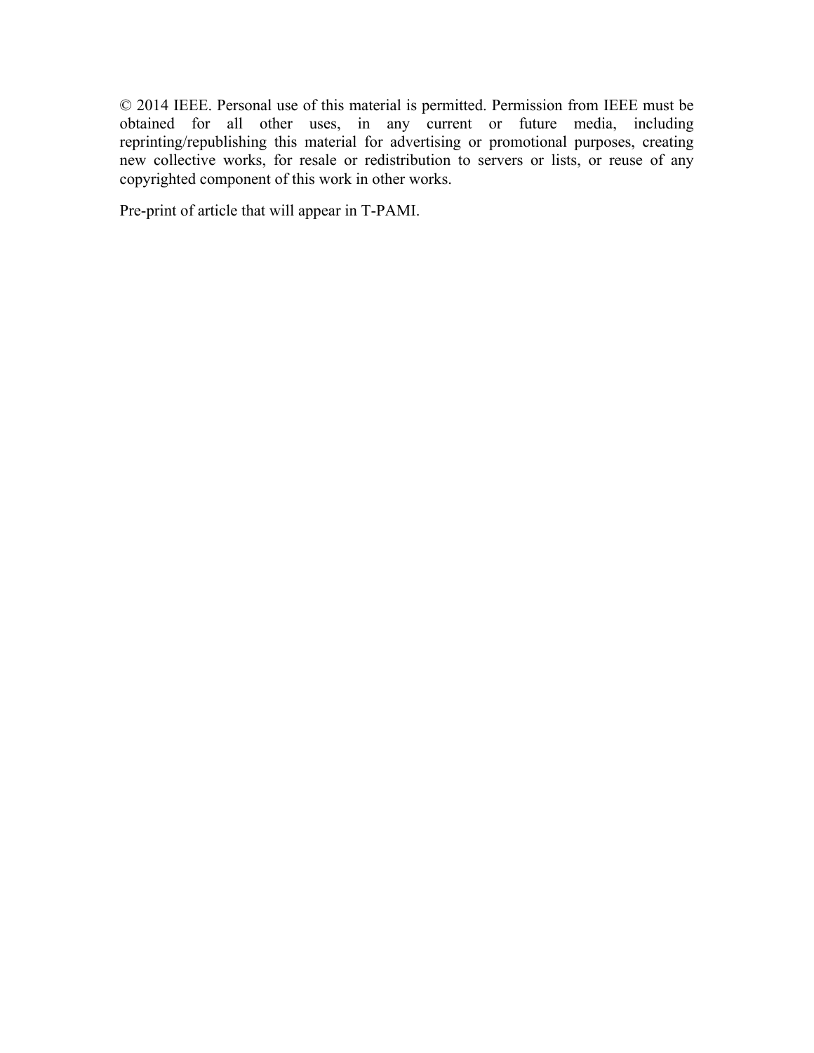© 2014 IEEE. Personal use of this material is permitted. Permission from IEEE must be obtained for all other uses, in any current or future media, including reprinting/republishing this material for advertising or promotional purposes, creating new collective works, for resale or redistribution to servers or lists, or reuse of any copyrighted component of this work in other works.

Pre-print of article that will appear in T-PAMI.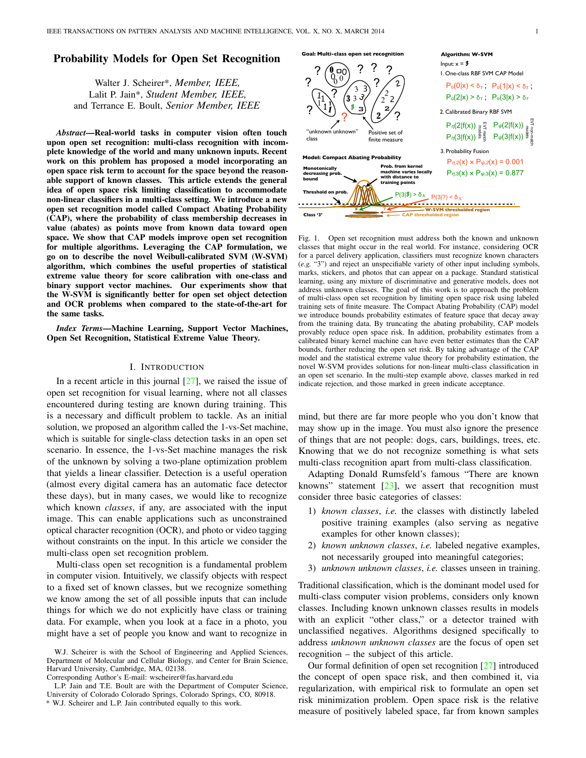# Probability Models for Open Set Recognition

Walter J. Scheirer*, *Member, IEEE,*
Lalit P. Jain*, *Student Member, IEEE,*
and Terrance E. Boult, *Senior Member, IEEE*

***Abstract*—Real-world tasks in computer vision often touch upon open set recognition: multi-class recognition with incomplete knowledge of the world and many unknown inputs. Recent work on this problem has proposed a model incorporating an open space risk term to account for the space beyond the reasonable support of known classes. This article extends the general idea of open space risk limiting classification to accommodate non-linear classifiers in a multi-class setting. We introduce a new open set recognition model called Compact Abating Probability (CAP), where the probability of class membership decreases in value (abates) as points move from known data toward open space. We show that CAP models improve open set recognition for multiple algorithms. Leveraging the CAP formulation, we go on to describe the novel Weibull-calibrated SVM (W-SVM) algorithm, which combines the useful properties of statistical extreme value theory for score calibration with one-class and binary support vector machines. Our experiments show that the W-SVM is significantly better for open set object detection and OCR problems when compared to the state-of-the-art for the same tasks.**

***Index Terms*—Machine Learning, Support Vector Machines, Open Set Recognition, Statistical Extreme Value Theory.**

## I. Introduction

In a recent article in this journal [27], we raised the issue of open set recognition for visual learning, where not all classes encountered during testing are known during training. This is a necessary and difficult problem to tackle. As an initial solution, we proposed an algorithm called the 1-vs-Set machine, which is suitable for single-class detection tasks in an open set scenario. In essence, the 1-vs-Set machine manages the risk of the unknown by solving a two-plane optimization problem that yields a linear classifier. Detection is a useful operation (almost every digital camera has an automatic face detector these days), but in many cases, we would like to recognize which known *classes*, if any, are associated with the input image. This can enable applications such as unconstrained optical character recognition (OCR), and photo or video tagging without constraints on the input. In this article we consider the multi-class open set recognition problem.

Multi-class open set recognition is a fundamental problem in computer vision. Intuitively, we classify objects with respect to a fixed set of known classes, but we recognize something we know among the set of all possible inputs that can include things for which we do not explicitly have class or training data. For example, when you look at a face in a photo, you might have a set of people you know and want to recognize in mind, but there are far more people who you don't know that may show up in the image. You must also ignore the presence of things that are not people: dogs, cars, buildings, trees, etc. Knowing that we do not recognize something is what sets multi-class recognition apart from multi-class classification.

Adapting Donald Rumsfeld's famous "There are known knowns" statement [23], we assert that recognition must consider three basic categories of classes:

1) *known classes*, *i.e.* the classes with distinctly labeled positive training examples (also serving as negative examples for other known classes);
2) *known unknown classes*, *i.e.* labeled negative examples, not necessarily grouped into meaningful categories;
3) *unknown unknown classes*, *i.e.* classes unseen in training.

Traditional classification, which is the dominant model used for multi-class computer vision problems, considers only known classes. Including known unknown classes results in models with an explicit "other class," or a detector trained with unclassified negatives. Algorithms designed specifically to address *unknown unknown classes* are the focus of open set recognition – the subject of this article.

Our formal definition of open set recognition [27] introduced the concept of open space risk, and then combined it, via regularization, with empirical risk to formulate an open set risk minimization problem. Open space risk is the relative measure of positively labeled space, far from known samples

Goal: Multi-class open set recognition

"unknown unknown" class

Positive set of finite measure

Model: Compact Abating Probability

Monotonically decreasing prob. bound

Prob. from kernel machine varies locally with distance to training points

Threshold on prob.

Class '3'

W-SVM thresholded region

CAP thresholded region

Algorithm: W-SVM

Input: x = 3

1. One-class RBF SVM CAP Model

$P_o(0|x) < \delta_\tau$ ; $P_o(1|x) < \delta_\tau$ ;
$P_o(2|x) > \delta_\tau$ ; $P_o(3|x) > \delta_\tau$

2. Calibrated Binary RBF SVM

$P_\eta(2|f(x))$ EVT match models $P_\psi(2|f(x))$ EVT non-match models
$P_\eta(3|f(x))$ $P_\psi(3|f(x))$

3. Probability Fusion

$P_{\eta,2}(x) \times P_{\psi,2}(x) = 0.001$
$P_{\eta,3}(x) \times P_{\psi,3}(x) = 0.877$

Fig. 1. Open set recognition must address both the known and unknown classes that might occur in the real world. For instance, considering OCR for a parcel delivery application, classifiers must recognize known characters (*e.g.* "3") and reject an unspecifiable variety of other input including symbols, marks, stickers, and photos that can appear on a package. Standard statistical learning, using any mixture of discriminative and generative models, does not address unknown classes. The goal of this work is to approach the problem of multi-class open set recognition by limiting open space risk using labeled training sets of finite measure. The Compact Abating Probability (CAP) model we introduce bounds probability estimates of feature space that decay away from the training data. By truncating the abating probability, CAP models provably reduce open space risk. In addition, probability estimates from a calibrated binary kernel machine can have even better estimates than the CAP bounds, further reducing the open set risk. By taking advantage of the CAP model and the statistical extreme value theory for probability estimation, the novel W-SVM provides solutions for non-linear multi-class classification in an open set scenario. In the multi-step example above, classes marked in red indicate rejection, and those marked in green indicate acceptance.

W.J. Scheirer is with the School of Engineering and Applied Sciences, Department of Molecular and Cellular Biology, and Center for Brain Science, Harvard University, Cambridge, MA, 02138.
Corresponding Author's E-mail: wscheirer@fas.harvard.edu
L.P. Jain and T.E. Boult are with the Department of Computer Science, University of Colorado Colorado Springs, Colorado Springs, CO, 80918.
* W.J. Scheirer and L.P. Jain contributed equally to this work.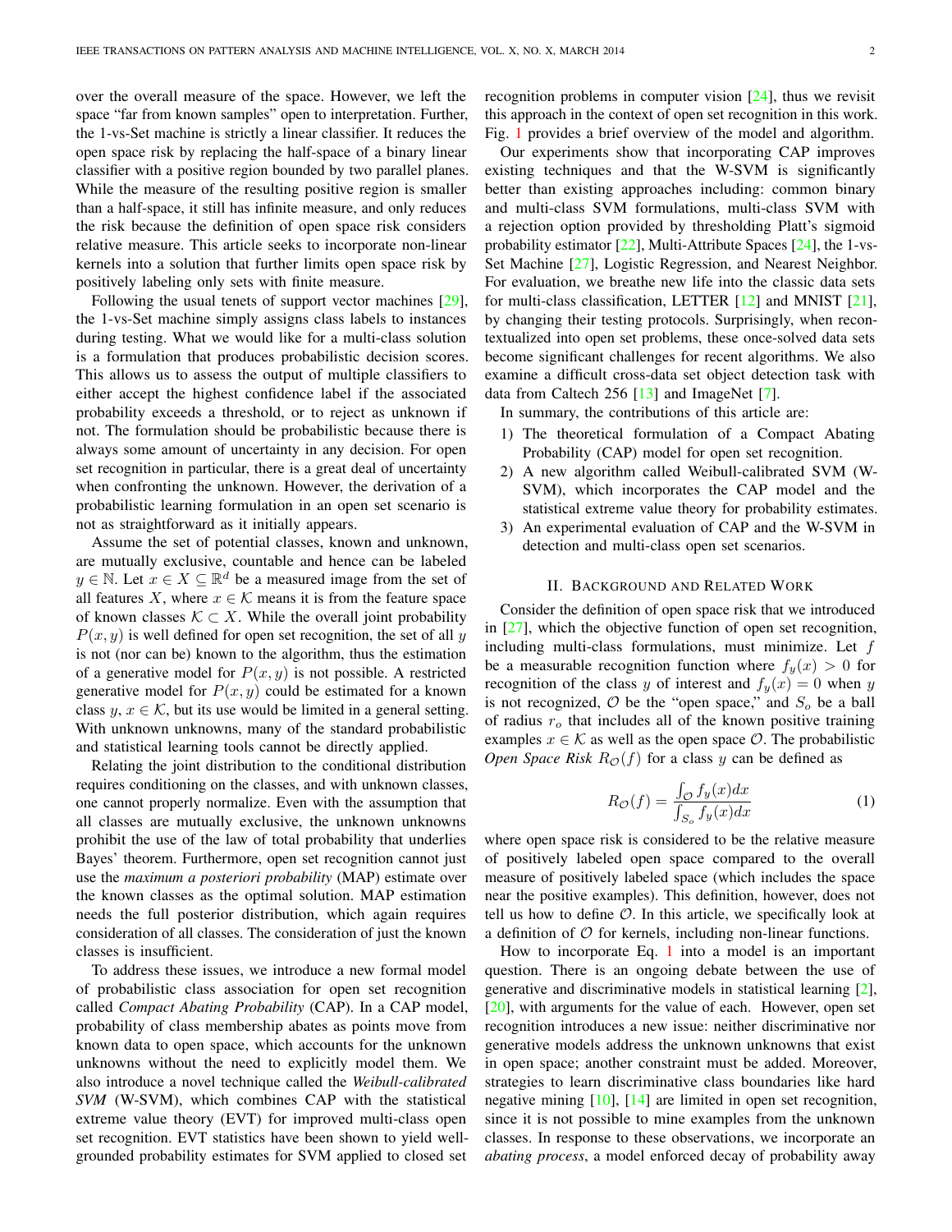over the overall measure of the space. However, we left the space "far from known samples" open to interpretation. Further, the 1-vs-Set machine is strictly a linear classifier. It reduces the open space risk by replacing the half-space of a binary linear classifier with a positive region bounded by two parallel planes. While the measure of the resulting positive region is smaller than a half-space, it still has infinite measure, and only reduces the risk because the definition of open space risk considers relative measure. This article seeks to incorporate non-linear kernels into a solution that further limits open space risk by positively labeling only sets with finite measure.

Following the usual tenets of support vector machines [29], the 1-vs-Set machine simply assigns class labels to instances during testing. What we would like for a multi-class solution is a formulation that produces probabilistic decision scores. This allows us to assess the output of multiple classifiers to either accept the highest confidence label if the associated probability exceeds a threshold, or to reject as unknown if not. The formulation should be probabilistic because there is always some amount of uncertainty in any decision. For open set recognition in particular, there is a great deal of uncertainty when confronting the unknown. However, the derivation of a probabilistic learning formulation in an open set scenario is not as straightforward as it initially appears.

Assume the set of potential classes, known and unknown, are mutually exclusive, countable and hence can be labeled $y \in \mathbb{N}$. Let $x \in X \subseteq \mathbb{R}^d$ be a measured image from the set of all features $X$, where $x \in \mathcal{K}$ means it is from the feature space of known classes $\mathcal{K} \subset X$. While the overall joint probability $P(x, y)$ is well defined for open set recognition, the set of all $y$ is not (nor can be) known to the algorithm, thus the estimation of a generative model for $P(x, y)$ is not possible. A restricted generative model for $P(x, y)$ could be estimated for a known class $y$, $x \in \mathcal{K}$, but its use would be limited in a general setting. With unknown unknowns, many of the standard probabilistic and statistical learning tools cannot be directly applied.

Relating the joint distribution to the conditional distribution requires conditioning on the classes, and with unknown classes, one cannot properly normalize. Even with the assumption that all classes are mutually exclusive, the unknown unknowns prohibit the use of the law of total probability that underlies Bayes' theorem. Furthermore, open set recognition cannot just use the *maximum a posteriori probability* (MAP) estimate over the known classes as the optimal solution. MAP estimation needs the full posterior distribution, which again requires consideration of all classes. The consideration of just the known classes is insufficient.

To address these issues, we introduce a new formal model of probabilistic class association for open set recognition called *Compact Abating Probability* (CAP). In a CAP model, probability of class membership abates as points move from known data to open space, which accounts for the unknown unknowns without the need to explicitly model them. We also introduce a novel technique called the *Weibull-calibrated SVM* (W-SVM), which combines CAP with the statistical extreme value theory (EVT) for improved multi-class open set recognition. EVT statistics have been shown to yield well-grounded probability estimates for SVM applied to closed set recognition problems in computer vision [24], thus we revisit this approach in the context of open set recognition in this work. Fig. 1 provides a brief overview of the model and algorithm.

Our experiments show that incorporating CAP improves existing techniques and that the W-SVM is significantly better than existing approaches including: common binary and multi-class SVM formulations, multi-class SVM with a rejection option provided by thresholding Platt's sigmoid probability estimator [22], Multi-Attribute Spaces [24], the 1-vs-Set Machine [27], Logistic Regression, and Nearest Neighbor. For evaluation, we breathe new life into the classic data sets for multi-class classification, LETTER [12] and MNIST [21], by changing their testing protocols. Surprisingly, when recontextualized into open set problems, these once-solved data sets become significant challenges for recent algorithms. We also examine a difficult cross-data set object detection task with data from Caltech 256 [13] and ImageNet [7].

In summary, the contributions of this article are:

1) The theoretical formulation of a Compact Abating Probability (CAP) model for open set recognition.
2) A new algorithm called Weibull-calibrated SVM (W-SVM), which incorporates the CAP model and the statistical extreme value theory for probability estimates.
3) An experimental evaluation of CAP and the W-SVM in detection and multi-class open set scenarios.

## II. Background and Related Work

Consider the definition of open space risk that we introduced in [27], which the objective function of open set recognition, including multi-class formulations, must minimize. Let $f$ be a measurable recognition function where $f_y(x) > 0$ for recognition of the class $y$ of interest and $f_y(x) = 0$ when $y$ is not recognized, $\mathcal{O}$ be the "open space," and $S_o$ be a ball of radius $r_o$ that includes all of the known positive training examples $x \in \mathcal{K}$ as well as the open space $\mathcal{O}$. The probabilistic *Open Space Risk* $R_{\mathcal{O}}(f)$ for a class $y$ can be defined as

$$R_{\mathcal{O}}(f) = \frac{\int_{\mathcal{O}} f_y(x)dx}{\int_{S_o} f_y(x)dx} \tag{1}$$

where open space risk is considered to be the relative measure of positively labeled open space compared to the overall measure of positively labeled space (which includes the space near the positive examples). This definition, however, does not tell us how to define $\mathcal{O}$. In this article, we specifically look at a definition of $\mathcal{O}$ for kernels, including non-linear functions.

How to incorporate Eq. 1 into a model is an important question. There is an ongoing debate between the use of generative and discriminative models in statistical learning [2], [20], with arguments for the value of each. However, open set recognition introduces a new issue: neither discriminative nor generative models address the unknown unknowns that exist in open space; another constraint must be added. Moreover, strategies to learn discriminative class boundaries like hard negative mining [10], [14] are limited in open set recognition, since it is not possible to mine examples from the unknown classes. In response to these observations, we incorporate an *abating process*, a model enforced decay of probability away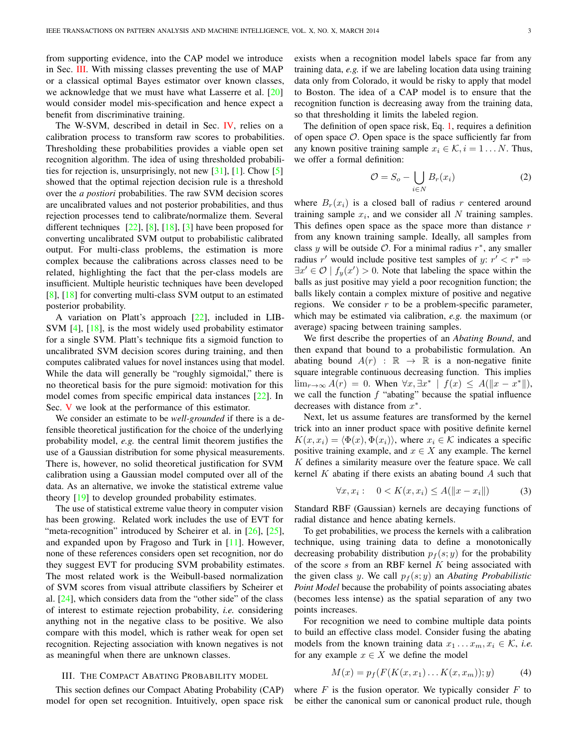from supporting evidence, into the CAP model we introduce in Sec. III. With missing classes preventing the use of MAP or a classical optimal Bayes estimator over known classes, we acknowledge that we must have what Lasserre et al. [20] would consider model mis-specification and hence expect a benefit from discriminative training.

The W-SVM, described in detail in Sec. IV, relies on a calibration process to transform raw scores to probabilities. Thresholding these probabilities provides a viable open set recognition algorithm. The idea of using thresholded probabilities for rejection is, unsurprisingly, not new [31], [1]. Chow [5] showed that the optimal rejection decision rule is a threshold over the *a postiori* probabilities. The raw SVM decision scores are uncalibrated values and not posterior probabilities, and thus rejection processes tend to calibrate/normalize them. Several different techniques [22], [8], [18], [3] have been proposed for converting uncalibrated SVM output to probabilistic calibrated output. For multi-class problems, the estimation is more complex because the calibrations across classes need to be related, highlighting the fact that the per-class models are insufficient. Multiple heuristic techniques have been developed [8], [18] for converting multi-class SVM output to an estimated posterior probability.

A variation on Platt's approach [22], included in LIBSVM [4], [18], is the most widely used probability estimator for a single SVM. Platt's technique fits a sigmoid function to uncalibrated SVM decision scores during training, and then computes calibrated values for novel instances using that model. While the data will generally be "roughly sigmoidal," there is no theoretical basis for the pure sigmoid: motivation for this model comes from specific empirical data instances [22]. In Sec. V we look at the performance of this estimator.

We consider an estimate to be *well-grounded* if there is a defensible theoretical justification for the choice of the underlying probability model, *e.g.* the central limit theorem justifies the use of a Gaussian distribution for some physical measurements. There is, however, no solid theoretical justification for SVM calibration using a Gaussian model computed over all of the data. As an alternative, we invoke the statistical extreme value theory [19] to develop grounded probability estimates.

The use of statistical extreme value theory in computer vision has been growing. Related work includes the use of EVT for "meta-recognition" introduced by Scheirer et al. in [26], [25], and expanded upon by Fragoso and Turk in [11]. However, none of these references considers open set recognition, nor do they suggest EVT for producing SVM probability estimates. The most related work is the Weibull-based normalization of SVM scores from visual attribute classifiers by Scheirer et al. [24], which considers data from the "other side" of the class of interest to estimate rejection probability, *i.e.* considering anything not in the negative class to be positive. We also compare with this model, which is rather weak for open set recognition. Rejecting association with known negatives is not as meaningful when there are unknown classes.

## III. The Compact Abating Probability model

This section defines our Compact Abating Probability (CAP) model for open set recognition. Intuitively, open space risk exists when a recognition model labels space far from any training data, *e.g.* if we are labeling location data using training data only from Colorado, it would be risky to apply that model to Boston. The idea of a CAP model is to ensure that the recognition function is decreasing away from the training data, so that thresholding it limits the labeled region.

The definition of open space risk, Eq. 1, requires a definition of open space $\mathcal{O}$. Open space is the space sufficiently far from any known positive training sample $x_i \in \mathcal{K}, i = 1 \ldots N$. Thus, we offer a formal definition:

$$\mathcal{O} = S_o - \bigcup_{i \in N} B_r(x_i) \tag{2}$$

where $B_r(x_i)$ is a closed ball of radius $r$ centered around training sample $x_i$, and we consider all $N$ training samples. This defines open space as the space more than distance $r$ from any known training sample. Ideally, all samples from class $y$ will be outside $\mathcal{O}$. For a minimal radius $r^*$, any smaller radius $r'$ would include positive test samples of $y$: $r' < r^* \Rightarrow \exists x' \in \mathcal{O} \mid f_y(x') > 0$. Note that labeling the space within the balls as just positive may yield a poor recognition function; the balls likely contain a complex mixture of positive and negative regions. We consider $r$ to be a problem-specific parameter, which may be estimated via calibration, *e.g.* the maximum (or average) spacing between training samples.

We first describe the properties of an *Abating Bound*, and then expand that bound to a probabilistic formulation. An abating bound $A(r) : \mathbb{R} \rightarrow \mathbb{R}$ is a non-negative finite square integrable continuous decreasing function. This implies $\lim_{r \to \infty} A(r) = 0$. When $\forall x, \exists x^* \mid f(x) \leq A(\|x - x^*\|)$, we call the function $f$ "abating" because the spatial influence decreases with distance from $x^*$.

Next, let us assume features are transformed by the kernel trick into an inner product space with positive definite kernel $K(x, x_i) = \langle \Phi(x), \Phi(x_i) \rangle$, where $x_i \in \mathcal{K}$ indicates a specific positive training example, and $x \in X$ any example. The kernel $K$ defines a similarity measure over the feature space. We call kernel $K$ abating if there exists an abating bound $A$ such that

$$\forall x, x_i : \quad 0 < K(x, x_i) \leq A(\|x - x_i\|) \tag{3}$$

Standard RBF (Gaussian) kernels are decaying functions of radial distance and hence abating kernels.

To get probabilities, we process the kernels with a calibration technique, using training data to define a monotonically decreasing probability distribution $p_f(s; y)$ for the probability of the score $s$ from an RBF kernel $K$ being associated with the given class $y$. We call $p_f(s; y)$ an *Abating Probabilistic Point Model* because the probability of points associating abates (becomes less intense) as the spatial separation of any two points increases.

For recognition we need to combine multiple data points to build an effective class model. Consider fusing the abating models from the known training data $x_1 \ldots x_m, x_i \in \mathcal{K}$, *i.e.* for any example $x \in X$ we define the model

$$M(x) = p_f(F(K(x, x_1) \ldots K(x, x_m)); y) \tag{4}$$

where $F$ is the fusion operator. We typically consider $F$ to be either the canonical sum or canonical product rule, though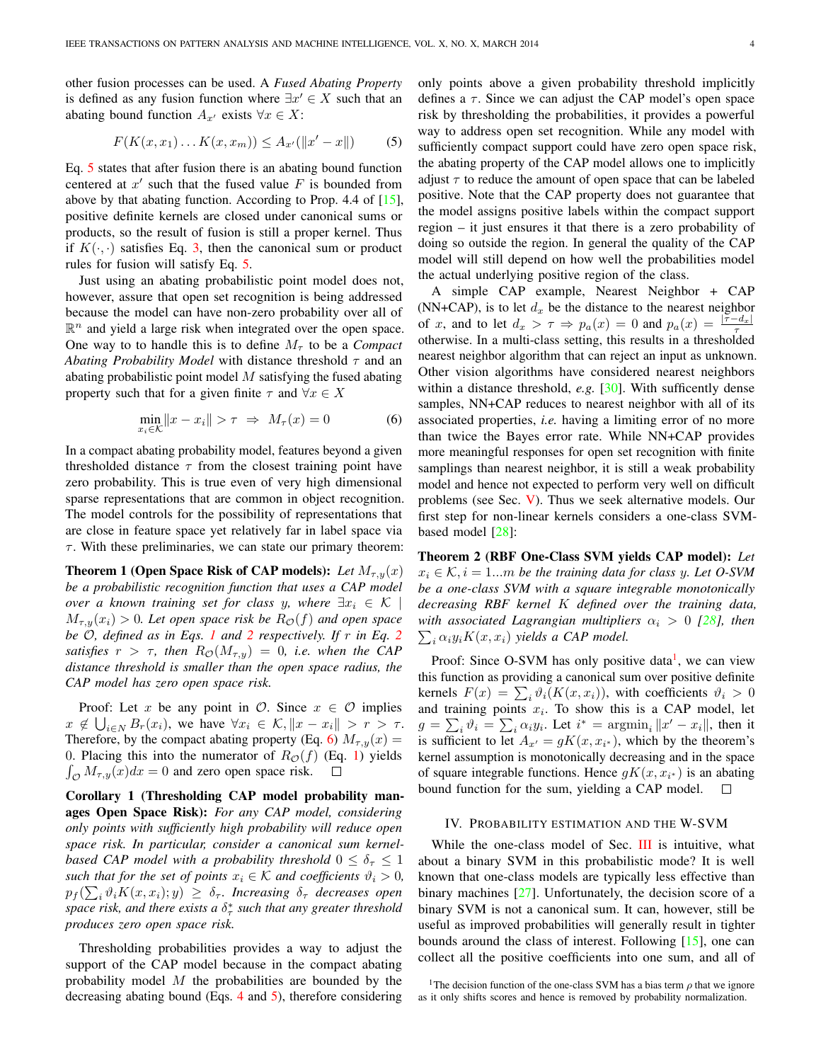other fusion processes can be used. A *Fused Abating Property* is defined as any fusion function where $\exists x' \in X$ such that an abating bound function $A_{x'}$ exists $\forall x \in X$:

$$F(K(x, x_1) \ldots K(x, x_m)) \leq A_{x'}(\|x' - x\|) \quad (5)$$

Eq. 5 states that after fusion there is an abating bound function centered at $x'$ such that the fused value $F$ is bounded from above by that abating function. According to Prop. 4.4 of [15], positive definite kernels are closed under canonical sums or products, so the result of fusion is still a proper kernel. Thus if $K(\cdot, \cdot)$ satisfies Eq. 3, then the canonical sum or product rules for fusion will satisfy Eq. 5.

Just using an abating probabilistic point model does not, however, assure that open set recognition is being addressed because the model can have non-zero probability over all of $\mathbb{R}^n$ and yield a large risk when integrated over the open space. One way to to handle this is to define $M_\tau$ to be a *Compact Abating Probability Model* with distance threshold $\tau$ and an abating probabilistic point model $M$ satisfying the fused abating property such that for a given finite $\tau$ and $\forall x \in X$

$$\min_{x_i \in \mathcal{K}} \|x - x_i\| > \tau \;\Rightarrow\; M_\tau(x) = 0 \quad (6)$$

In a compact abating probability model, features beyond a given thresholded distance $\tau$ from the closest training point have zero probability. This is true even of very high dimensional sparse representations that are common in object recognition. The model controls for the possibility of representations that are close in feature space yet relatively far in label space via $\tau$. With these preliminaries, we can state our primary theorem:

**Theorem 1 (Open Space Risk of CAP models):** *Let $M_{\tau,y}(x)$ be a probabilistic recognition function that uses a CAP model over a known training set for class $y$, where $\exists x_i \in \mathcal{K} \mid M_{\tau,y}(x_i) > 0$. Let open space risk be $R_{\mathcal{O}}(f)$ and open space be $\mathcal{O}$, defined as in Eqs. 1 and 2 respectively. If $r$ in Eq. 2 satisfies $r > \tau$, then $R_{\mathcal{O}}(M_{\tau,y}) = 0$, i.e. when the CAP distance threshold is smaller than the open space radius, the CAP model has zero open space risk.*

Proof: Let $x$ be any point in $\mathcal{O}$. Since $x \in \mathcal{O}$ implies $x \notin \bigcup_{i \in N} B_r(x_i)$, we have $\forall x_i \in \mathcal{K}, \|x - x_i\| > r > \tau$. Therefore, by the compact abating property (Eq. 6) $M_{\tau,y}(x) = 0$. Placing this into the numerator of $R_{\mathcal{O}}(f)$ (Eq. 1) yields $\int_{\mathcal{O}} M_{\tau,y}(x)dx = 0$ and zero open space risk. □

**Corollary 1 (Thresholding CAP model probability manages Open Space Risk):** *For any CAP model, considering only points with sufficiently high probability will reduce open space risk. In particular, consider a canonical sum kernel-based CAP model with a probability threshold $0 \leq \delta_\tau \leq 1$ such that for the set of points $x_i \in \mathcal{K}$ and coefficients $\vartheta_i > 0$, $p_f(\sum_i \vartheta_i K(x, x_i); y) \geq \delta_\tau$. Increasing $\delta_\tau$ decreases open space risk, and there exists a $\delta_\tau^*$ such that any greater threshold produces zero open space risk.*

Thresholding probabilities provides a way to adjust the support of the CAP model because in the compact abating probability model $M$ the probabilities are bounded by the decreasing abating bound (Eqs. 4 and 5), therefore considering only points above a given probability threshold implicitly defines a $\tau$. Since we can adjust the CAP model's open space risk by thresholding the probabilities, it provides a powerful way to address open set recognition. While any model with sufficiently compact support could have zero open space risk, the abating property of the CAP model allows one to implicitly adjust $\tau$ to reduce the amount of open space that can be labeled positive. Note that the CAP property does not guarantee that the model assigns positive labels within the compact support region – it just ensures it that there is a zero probability of doing so outside the region. In general the quality of the CAP model will still depend on how well the probabilities model the actual underlying positive region of the class.

A simple CAP example, Nearest Neighbor + CAP (NN+CAP), is to let $d_x$ be the distance to the nearest neighbor of $x$, and to let $d_x > \tau \Rightarrow p_a(x) = 0$ and $p_a(x) = \frac{|\tau - d_x|}{\tau}$ otherwise. In a multi-class setting, this results in a thresholded nearest neighbor algorithm that can reject an input as unknown. Other vision algorithms have considered nearest neighbors within a distance threshold, *e.g.* [30]. With suffcently dense samples, NN+CAP reduces to nearest neighbor with all of its associated properties, *i.e.* having a limiting error of no more than twice the Bayes error rate. While NN+CAP provides more meaningful responses for open set recognition with finite samplings than nearest neighbor, it is still a weak probability model and hence not expected to perform very well on difficult problems (see Sec. V). Thus we seek alternative models. Our first step for non-linear kernels considers a one-class SVM-based model [28]:

**Theorem 2 (RBF One-Class SVM yields CAP model):** *Let $x_i \in \mathcal{K}, i = 1...m$ be the training data for class $y$. Let O-SVM be a one-class SVM with a square integrable monotonically decreasing RBF kernel $K$ defined over the training data, with associated Lagrangian multipliers $\alpha_i > 0$ [28], then $\sum_i \alpha_i y_i K(x, x_i)$ yields a CAP model.*

Proof: Since O-SVM has only positive data[1], we can view this function as providing a canonical sum over positive definite kernels $F(x) = \sum_i \vartheta_i(K(x, x_i))$, with coefficients $\vartheta_i > 0$ and training points $x_i$. To show this is a CAP model, let $g = \sum_i \vartheta_i = \sum_i \alpha_i y_i$. Let $i^* = \text{argmin}_i \|x' - x_i\|$, then it is sufficient to let $A_{x'} = gK(x, x_{i^*})$, which by the theorem's kernel assumption is monotonically decreasing and in the space of square integrable functions. Hence $gK(x, x_{i^*})$ is an abating bound function for the sum, yielding a CAP model. □

## IV. Probability Estimation and the W-SVM

While the one-class model of Sec. III is intuitive, what about a binary SVM in this probabilistic mode? It is well known that one-class models are typically less effective than binary machines [27]. Unfortunately, the decision score of a binary SVM is not a canonical sum. It can, however, still be useful as improved probabilities will generally result in tighter bounds around the class of interest. Following [15], one can collect all the positive coefficients into one sum, and all of

[1]The decision function of the one-class SVM has a bias term $\rho$ that we ignore as it only shifts scores and hence is removed by probability normalization.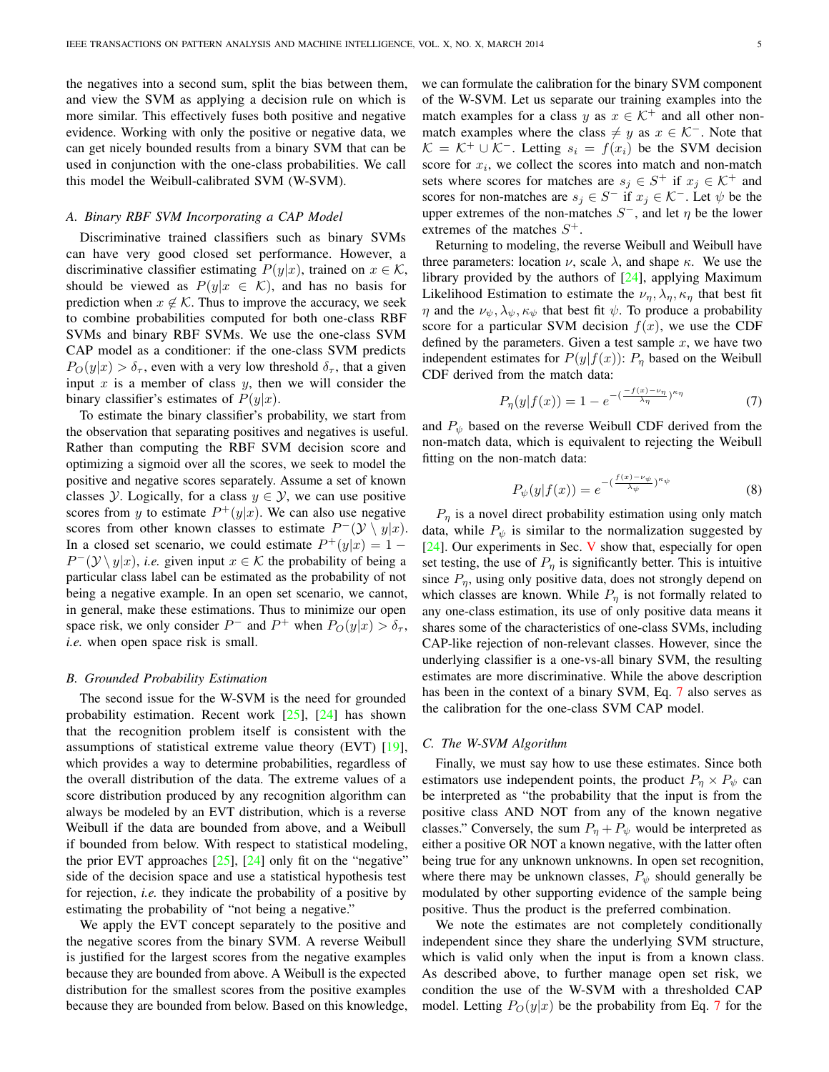the negatives into a second sum, split the bias between them, and view the SVM as applying a decision rule on which is more similar. This effectively fuses both positive and negative evidence. Working with only the positive or negative data, we can get nicely bounded results from a binary SVM that can be used in conjunction with the one-class probabilities. We call this model the Weibull-calibrated SVM (W-SVM).

### A. Binary RBF SVM Incorporating a CAP Model

Discriminative trained classifiers such as binary SVMs can have very good closed set performance. However, a discriminative classifier estimating $P(y|x)$, trained on $x \in \mathcal{K}$, should be viewed as $P(y|x \in \mathcal{K})$, and has no basis for prediction when $x \notin \mathcal{K}$. Thus to improve the accuracy, we seek to combine probabilities computed for both one-class RBF SVMs and binary RBF SVMs. We use the one-class SVM CAP model as a conditioner: if the one-class SVM predicts $P_O(y|x) > \delta_\tau$, even with a very low threshold $\delta_\tau$, that a given input $x$ is a member of class $y$, then we will consider the binary classifier's estimates of $P(y|x)$.

To estimate the binary classifier's probability, we start from the observation that separating positives and negatives is useful. Rather than computing the RBF SVM decision score and optimizing a sigmoid over all the scores, we seek to model the positive and negative scores separately. Assume a set of known classes $\mathcal{Y}$. Logically, for a class $y \in \mathcal{Y}$, we can use positive scores from $y$ to estimate $P^+(y|x)$. We can also use negative scores from other known classes to estimate $P^-(\mathcal{Y} \setminus y|x)$. In a closed set scenario, we could estimate $P^+(y|x) = 1 - P^-(\mathcal{Y} \setminus y|x)$, *i.e.* given input $x \in \mathcal{K}$ the probability of being a particular class label can be estimated as the probability of not being a negative example. In an open set scenario, we cannot, in general, make these estimations. Thus to minimize our open space risk, we only consider $P^-$ and $P^+$ when $P_O(y|x) > \delta_\tau$, *i.e.* when open space risk is small.

### B. Grounded Probability Estimation

The second issue for the W-SVM is the need for grounded probability estimation. Recent work [25], [24] has shown that the recognition problem itself is consistent with the assumptions of statistical extreme value theory (EVT) [19], which provides a way to determine probabilities, regardless of the overall distribution of the data. The extreme values of a score distribution produced by any recognition algorithm can always be modeled by an EVT distribution, which is a reverse Weibull if the data are bounded from above, and a Weibull if bounded from below. With respect to statistical modeling, the prior EVT approaches [25], [24] only fit on the "negative" side of the decision space and use a statistical hypothesis test for rejection, *i.e.* they indicate the probability of a positive by estimating the probability of "not being a negative."

We apply the EVT concept separately to the positive and the negative scores from the binary SVM. A reverse Weibull is justified for the largest scores from the negative examples because they are bounded from above. A Weibull is the expected distribution for the smallest scores from the positive examples because they are bounded from below. Based on this knowledge, we can formulate the calibration for the binary SVM component of the W-SVM. Let us separate our training examples into the match examples for a class $y$ as $x \in \mathcal{K}^+$ and all other non-match examples where the class $\neq y$ as $x \in \mathcal{K}^-$. Note that $\mathcal{K} = \mathcal{K}^+ \cup \mathcal{K}^-$. Letting $s_i = f(x_i)$ be the SVM decision score for $x_i$, we collect the scores into match and non-match sets where scores for matches are $s_j \in S^+$ if $x_j \in \mathcal{K}^+$ and scores for non-matches are $s_j \in S^-$ if $x_j \in \mathcal{K}^-$. Let $\psi$ be the upper extremes of the non-matches $S^-$, and let $\eta$ be the lower extremes of the matches $S^+$.

Returning to modeling, the reverse Weibull and Weibull have three parameters: location $\nu$, scale $\lambda$, and shape $\kappa$. We use the library provided by the authors of [24], applying Maximum Likelihood Estimation to estimate the $\nu_\eta, \lambda_\eta, \kappa_\eta$ that best fit $\eta$ and the $\nu_\psi, \lambda_\psi, \kappa_\psi$ that best fit $\psi$. To produce a probability score for a particular SVM decision $f(x)$, we use the CDF defined by the parameters. Given a test sample $x$, we have two independent estimates for $P(y|f(x))$: $P_\eta$ based on the Weibull CDF derived from the match data:

$$P_\eta(y|f(x)) = 1 - e^{-(\frac{-f(x) - \nu_\eta}{\lambda_\eta})^{\kappa_\eta}} \tag{7}$$

and $P_\psi$ based on the reverse Weibull CDF derived from the non-match data, which is equivalent to rejecting the Weibull fitting on the non-match data:

$$P_\psi(y|f(x)) = e^{-(\frac{f(x) - \nu_\psi}{\lambda_\psi})^{\kappa_\psi}} \tag{8}$$

$P_\eta$ is a novel direct probability estimation using only match data, while $P_\psi$ is similar to the normalization suggested by [24]. Our experiments in Sec. V show that, especially for open set testing, the use of $P_\eta$ is significantly better. This is intuitive since $P_\eta$, using only positive data, does not strongly depend on which classes are known. While $P_\eta$ is not formally related to any one-class estimation, its use of only positive data means it shares some of the characteristics of one-class SVMs, including CAP-like rejection of non-relevant classes. However, since the underlying classifier is a one-vs-all binary SVM, the resulting estimates are more discriminative. While the above description has been in the context of a binary SVM, Eq. 7 also serves as the calibration for the one-class SVM CAP model.

### C. The W-SVM Algorithm

Finally, we must say how to use these estimates. Since both estimators use independent points, the product $P_\eta \times P_\psi$ can be interpreted as "the probability that the input is from the positive class AND NOT from any of the known negative classes." Conversely, the sum $P_\eta + P_\psi$ would be interpreted as either a positive OR NOT a known negative, with the latter often being true for any unknown unknowns. In open set recognition, where there may be unknown classes, $P_\psi$ should generally be modulated by other supporting evidence of the sample being positive. Thus the product is the preferred combination.

We note the estimates are not completely conditionally independent since they share the underlying SVM structure, which is valid only when the input is from a known class. As described above, to further manage open set risk, we condition the use of the W-SVM with a thresholded CAP model. Letting $P_O(y|x)$ be the probability from Eq. 7 for the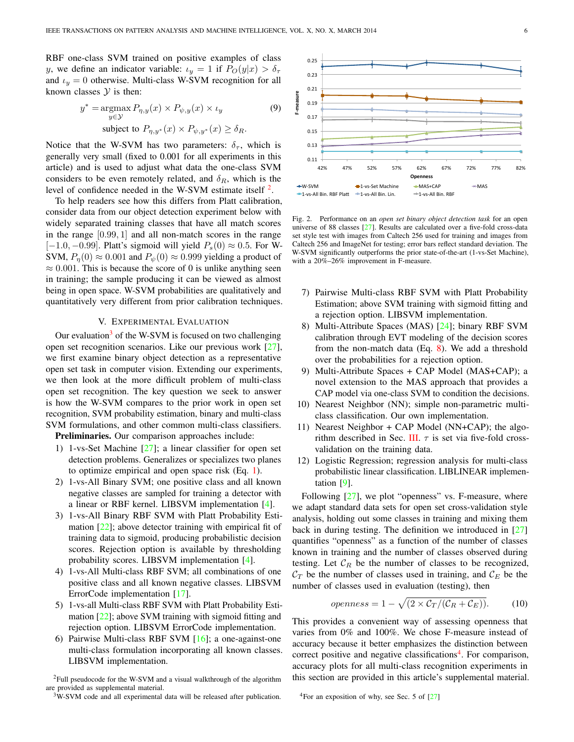RBF one-class SVM trained on positive examples of class $y$, we define an indicator variable: $\iota_y = 1$ if $P_O(y|x) > \delta_\tau$ and $\iota_y = 0$ otherwise. Multi-class W-SVM recognition for all known classes $\mathcal{Y}$ is then:

$$y^* = \underset{y \in \mathcal{Y}}{\operatorname{argmax}}\, P_{\eta,y}(x) \times P_{\psi,y}(x) \times \iota_y \qquad (9)$$
$$\text{subject to } P_{\eta,y^*}(x) \times P_{\psi,y^*}(x) \geq \delta_R.$$

Notice that the W-SVM has two parameters: $\delta_\tau$, which is generally very small (fixed to 0.001 for all experiments in this article) and is used to adjust what data the one-class SVM considers to be even remotely related, and $\delta_R$, which is the level of confidence needed in the W-SVM estimate itself [2].

To help readers see how this differs from Platt calibration, consider data from our object detection experiment below with widely separated training classes that have all match scores in the range $[0.99, 1]$ and all non-match scores in the range $[-1.0, -0.99]$. Platt's sigmoid will yield $P_s(0) \approx 0.5$. For W-SVM, $P_\eta(0) \approx 0.001$ and $P_\psi(0) \approx 0.999$ yielding a product of $\approx 0.001$. This is because the score of 0 is unlike anything seen in training; the sample producing it can be viewed as almost being in open space. W-SVM probabilities are qualitatively and quantitatively very different from prior calibration techniques.

## V. Experimental Evaluation

Our evaluation[3] of the W-SVM is focused on two challenging open set recognition scenarios. Like our previous work [27], we first examine binary object detection as a representative open set task in computer vision. Extending our experiments, we then look at the more difficult problem of multi-class open set recognition. The key question we seek to answer is how the W-SVM compares to the prior work in open set recognition, SVM probability estimation, binary and multi-class SVM formulations, and other common multi-class classifiers.

**Preliminaries.** Our comparison approaches include:

1) 1-vs-Set Machine [27]; a linear classifier for open set detection problems. Generalizes or specializes two planes to optimize empirical and open space risk (Eq. 1).
2) 1-vs-All Binary SVM; one positive class and all known negative classes are sampled for training a detector with a linear or RBF kernel. LIBSVM implementation [4].
3) 1-vs-All Binary RBF SVM with Platt Probability Estimation [22]; above detector training with empirical fit of training data to sigmoid, producing probabilistic decision scores. Rejection option is available by thresholding probability scores. LIBSVM implementation [4].
4) 1-vs-All Multi-class RBF SVM; all combinations of one positive class and all known negative classes. LIBSVM ErrorCode implementation [17].
5) 1-vs-all Multi-class RBF SVM with Platt Probability Estimation [22]; above SVM training with sigmoid fitting and rejection option. LIBSVM ErrorCode implementation.
6) Pairwise Multi-class RBF SVM [16]; a one-against-one multi-class formulation incorporating all known classes. LIBSVM implementation.

Fig. 2. Performance on an *open set binary object detection task* for an open universe of 88 classes [27]. Results are calculated over a five-fold cross-data set style test with images from Caltech 256 used for training and images from Caltech 256 and ImageNet for testing; error bars reflect standard deviation. The W-SVM significantly outperforms the prior state-of-the-art (1-vs-Set Machine), with a 20%–26% improvement in F-measure.

7) Pairwise Multi-class RBF SVM with Platt Probability Estimation; above SVM training with sigmoid fitting and a rejection option. LIBSVM implementation.
8) Multi-Attribute Spaces (MAS) [24]; binary RBF SVM calibration through EVT modeling of the decision scores from the non-match data (Eq. 8). We add a threshold over the probabilities for a rejection option.
9) Multi-Attribute Spaces + CAP Model (MAS+CAP); a novel extension to the MAS approach that provides a CAP model via one-class SVM to condition the decisions.
10) Nearest Neighbor (NN); simple non-parametric multi-class classification. Our own implementation.
11) Nearest Neighbor + CAP Model (NN+CAP); the algorithm described in Sec. III. $\tau$ is set via five-fold cross-validation on the training data.
12) Logistic Regression; regression analysis for multi-class probabilistic linear classification. LIBLINEAR implementation [9].

Following [27], we plot "openness" vs. F-measure, where we adapt standard data sets for open set cross-validation style analysis, holding out some classes in training and mixing them back in during testing. The definition we introduced in [27] quantifies "openness" as a function of the number of classes known in training and the number of classes observed during testing. Let $\mathcal{C}_R$ be the number of classes to be recognized, $\mathcal{C}_T$ be the number of classes used in training, and $\mathcal{C}_E$ be the number of classes used in evaluation (testing), then

$$openness = 1 - \sqrt{(2 \times \mathcal{C}_T / (\mathcal{C}_R + \mathcal{C}_E))}. \qquad (10)$$

This provides a convenient way of assessing openness that varies from 0% and 100%. We chose F-measure instead of accuracy because it better emphasizes the distinction between correct positive and negative classifications[4]. For comparison, accuracy plots for all multi-class recognition experiments in this section are provided in this article's supplemental material.

[2] Full pseudocode for the W-SVM and a visual walkthrough of the algorithm are provided as supplemental material.

[3] W-SVM code and all experimental data will be released after publication.

[4] For an exposition of why, see Sec. 5 of [27]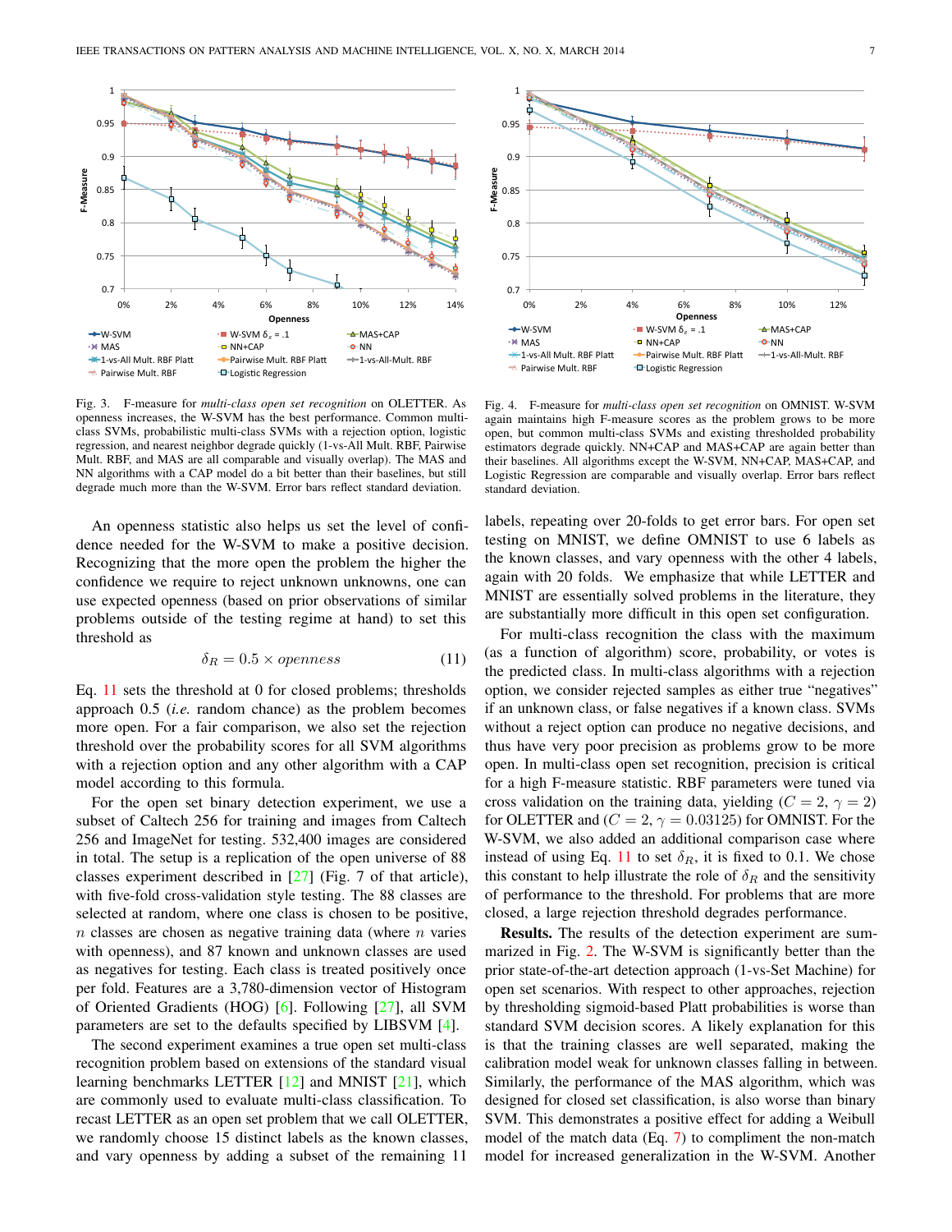Fig. 3. F-measure for *multi-class open set recognition* on OLETTER. As openness increases, the W-SVM has the best performance. Common multi-class SVMs, probabilistic multi-class SVMs with a rejection option, logistic regression, and nearest neighbor degrade quickly (1-vs-All Mult. RBF Platt, Pairwise Mult. RBF Platt, 1-vs-All-Mult. RBF, Pairwise Mult. RBF, and MAS are all comparable and visually overlap). The MAS and NN algorithms with a CAP model do a bit better than their baselines, but still degrade much more than the W-SVM. Error bars reflect standard deviation.

Fig. 4. F-measure for *multi-class open set recognition* on OMNIST. W-SVM again maintains high F-measure scores as the problem grows to be more open, but common multi-class SVMs and existing thresholded probability estimators degrade quickly. NN+CAP and MAS+CAP are again better than their baselines. All algorithms except the W-SVM, NN+CAP, MAS+CAP, and Logistic Regression are comparable and visually overlap. Error bars reflect standard deviation.

An openness statistic also helps us set the level of confidence needed for the W-SVM to make a positive decision. Recognizing that the more open the problem the higher the confidence we require to reject unknown unknowns, one can use expected openness (based on prior observations of similar problems outside of the testing regime at hand) to set this threshold as

$$\delta_R = 0.5 \times openness \tag{11}$$

Eq. 11 sets the threshold at 0 for closed problems; thresholds approach 0.5 (*i.e.* random chance) as the problem becomes more open. For a fair comparison, we also set the rejection threshold over the probability scores for all SVM algorithms with a rejection option and any other algorithm with a CAP model according to this formula.

For the open set binary detection experiment, we use a subset of Caltech 256 for training and images from Caltech 256 and ImageNet for testing. 532,400 images are considered in total. The setup is a replication of the open universe of 88 classes experiment described in [27] (Fig. 7 of that article), with five-fold cross-validation style testing. The 88 classes are selected at random, where one class is chosen to be positive, $n$ classes are chosen as negative training data (where $n$ varies with openness), and 87 known and unknown classes are used as negatives for testing. Each class is treated positively once per fold. Features are a 3,780-dimension vector of Histogram of Oriented Gradients (HOG) [6]. Following [27], all SVM parameters are set to the defaults specified by LIBSVM [4].

The second experiment examines a true open set multi-class recognition problem based on extensions of the standard visual learning benchmarks LETTER [12] and MNIST [21], which are commonly used to evaluate multi-class classification. To recast LETTER as an open set problem that we call OLETTER, we randomly choose 15 distinct labels as the known classes, and vary openness by adding a subset of the remaining 11 labels, repeating over 20-folds to get error bars. For open set testing on MNIST, we define OMNIST to use 6 labels as the known classes, and vary openness with the other 4 labels, again with 20 folds. We emphasize that while LETTER and MNIST are essentially solved problems in the literature, they are substantially more difficult in this open set configuration.

For multi-class recognition the class with the maximum (as a function of algorithm) score, probability, or votes is the predicted class. In multi-class algorithms with a rejection option, we consider rejected samples as either true "negatives" if an unknown class, or false negatives if a known class. SVMs without a reject option can produce no negative decisions, and thus have very poor precision as problems grow to be more open. In multi-class open set recognition, precision is critical for a high F-measure statistic. RBF parameters were tuned via cross validation on the training data, yielding ($C = 2$, $\gamma = 2$) for OLETTER and ($C = 2$, $\gamma = 0.03125$) for OMNIST. For the W-SVM, we also added an additional comparison case where instead of using Eq. 11 to set $\delta_R$, it is fixed to 0.1. We chose this constant to help illustrate the role of $\delta_R$ and the sensitivity of performance to the threshold. For problems that are more closed, a large rejection threshold degrades performance.

**Results.** The results of the detection experiment are summarized in Fig. 2. The W-SVM is significantly better than the prior state-of-the-art detection approach (1-vs-Set Machine) for open set scenarios. With respect to other approaches, rejection by thresholding sigmoid-based Platt probabilities is worse than standard SVM decision scores. A likely explanation for this is that the training classes are well separated, making the calibration model weak for unknown classes falling in between. Similarly, the performance of the MAS algorithm, which was designed for closed set classification, is also worse than binary SVM. This demonstrates a positive effect for adding a Weibull model of the match data (Eq. 7) to compliment the non-match model for increased generalization in the W-SVM. Another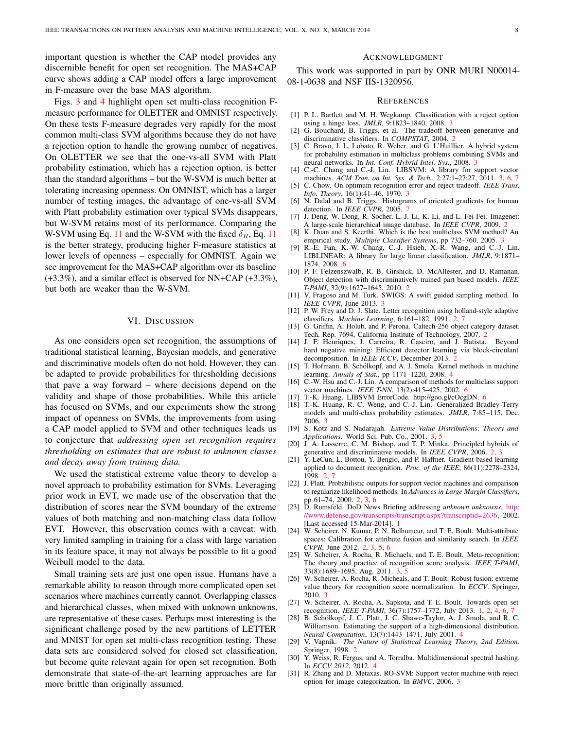important question is whether the CAP model provides any discernible benefit for open set recognition. The MAS+CAP curve shows adding a CAP model offers a large improvement in F-measure over the base MAS algorithm.

Figs. 3 and 4 highlight open set multi-class recognition F-measure performance for OLETTER and OMNIST respectively. On these tests F-measure degrades very rapidly for the most common multi-class SVM algorithms because they do not have a rejection option to handle the growing number of negatives. On OLETTER we see that the one-vs-all SVM with Platt probability estimation, which has a rejection option, is better than the standard algorithms – but the W-SVM is much better at tolerating increasing openness. On OMNIST, which has a larger number of testing images, the advantage of one-vs-all SVM with Platt probability estimation over typical SVMs disappears, but W-SVM retains most of its performance. Comparing the W-SVM using Eq. 11 and the W-SVM with the fixed $\delta_R$, Eq. 11 is the better strategy, producing higher F-measure statistics at lower levels of openness – especially for OMNIST. Again we see improvement for the MAS+CAP algorithm over its baseline (+3.3%), and a similar effect is observed for NN+CAP (+3.3%), but both are weaker than the W-SVM.

## VI. Discussion

As one considers open set recognition, the assumptions of traditional statistical learning, Bayesian models, and generative and discriminative models often do not hold. However, they can be adapted to provide probabilities for thresholding decisions that pave a way forward – where decisions depend on the validity and shape of those probabilities. While this article has focused on SVMs, and our experiments show the strong impact of openness on SVMs, the improvements from using a CAP model applied to SVM and other techniques leads us to conjecture that *addressing open set recognition requires thresholding on estimates that are robust to unknown classes and decay away from training data.*

We used the statistical extreme value theory to develop a novel approach to probability estimation for SVMs. Leveraging prior work in EVT, we made use of the observation that the distribution of scores near the SVM boundary of the extreme values of both matching and non-matching class data follow EVT. However, this observation comes with a caveat: with very limited sampling in training for a class with large variation in its feature space, it may not always be possible to fit a good Weibull model to the data.

Small training sets are just one open issue. Humans have a remarkable ability to reason through more complicated open set scenarios where machines currently cannot. Overlapping classes and hierarchical classes, when mixed with unknown unknowns, are representative of these cases. Perhaps most interesting is the significant challenge posed by the new partitions of LETTER and MNIST for open set multi-class recognition testing. These data sets are considered solved for closed set classification, but become quite relevant again for open set recognition. Both demonstrate that state-of-the-art learning approaches are far more brittle than originally assumed.

## Acknowledgment

This work was supported in part by ONR MURI N00014-08-1-0638 and NSF IIS-1320956.

## References

[1] P. L. Bartlett and M. H. Wegkamp. Classification with a reject option using a hinge loss. *JMLR*, 9:1823–1840, 2008. 3

[2] G. Bouchard, B. Triggs, et al. The tradeoff between generative and discriminative classifiers. In *COMPSTAT*, 2004. 2

[3] C. Bravo, J. L. Lobato, R. Weber, and G. L'Huillier. A hybrid system for probability estimation in multiclass problems combining SVMs and neural networks. In *Int. Conf. Hybrid Intel. Sys.*, 2008. 3

[4] C.-C. Chang and C.-J. Lin. LIBSVM: A library for support vector machines. *ACM Tran. on Int. Sys. & Tech.*, 2:27:1–27:27, 2011. 3, 6, 7

[5] C. Chow. On optimum recognition error and reject tradeoff. *IEEE Trans. Info. Theory*, 16(1):41–46, 1970. 3

[6] N. Dalal and B. Triggs. Histograms of oriented gradients for human detection. In *IEEE CVPR*, 2005. 7

[7] J. Deng, W. Dong, R. Socher, L.-J. Li, K. Li, and L. Fei-Fei. Imagenet: A large-scale hierarchical image database. In *IEEE CVPR*, 2009. 2

[8] K. Duan and S. Keerthi. Which is the best multiclass SVM method? An empirical study. *Multiple Classifier Systems*, pp 732–760, 2005. 3

[9] R.-E. Fan, K.-W. Chang, C.-J. Hsieh, X.-R. Wang, and C.-J. Lin. LIBLINEAR: A library for large linear classification. *JMLR*, 9:1871–1874, 2008. 6

[10] P. F. Felzenszwalb, R. B. Girshick, D. McAllester, and D. Ramanan. Object detection with discriminatively trained part based models. *IEEE T-PAMI*, 32(9):1627–1645, 2010. 2

[11] V. Fragoso and M. Turk. SWIGS: A swift guided sampling method. In *IEEE CVPR*, June 2013. 3

[12] P. W. Frey and D. J. Slate. Letter recognition using holland-style adaptive classifiers. *Machine Learning*, 6:161–182, 1991. 2, 7

[13] G. Griffin, A. Holub, and P. Perona. Caltech-256 object category dataset. Tech. Rep. 7694, California Institute of Technology, 2007. 2

[14] J. F. Henriques, J. Carreira, R. Caseiro, and J. Batista. Beyond hard negative mining: Efficient detector learning via block-circulant decomposition. In *IEEE ICCV*, December 2013. 2

[15] T. Hofmann, B. Schölkopf, and A. J. Smola. Kernel methods in machine learning. *Annals of Stat.*, pp 1171–1220, 2008. 4

[16] C.-W. Hsu and C.-J. Lin. A comparison of methods for multiclass support vector machines. *IEEE T-NN*, 13(2):415–425, 2002. 6

[17] T.-K. Huang. LIBSVM ErrorCode. http://goo.gl/cOcgDN. 6

[18] T.-K. Huang, R. C. Weng, and C.-J. Lin. Generalized Bradley-Terry models and multi-class probability estimates. *JMLR*, 7:85–115, Dec. 2006. 3

[19] S. Kotz and S. Nadarajah. *Extreme Value Distributions: Theory and Applications*. World Sci. Pub. Co., 2001. 3, 5

[20] J. A. Lasserre, C. M. Bishop, and T. P. Minka. Principled hybrids of generative and discriminative models. In *IEEE CVPR*, 2006. 2, 3

[21] Y. LeCun, L. Bottou, Y. Bengio, and P. Haffner. Gradient-based learning applied to document recognition. *Proc. of the IEEE*, 86(11):2278–2324, 1998. 2, 7

[22] J. Platt. Probabilistic outputs for support vector machines and comparison to regularize likelihood methods. In *Advances in Large Margin Classifiers*, pp 61–74, 2000. 2, 3, 6

[23] D. Rumsfeld. DoD News Briefing addressing *unknown unknowns*. http://www.defense.gov/transcripts/transcript.aspx?transcriptid=2636, 2002. [Last accessed 15-Mar-2014]. 1

[24] W. Scheirer, N. Kumar, P. N. Belhumeur, and T. E. Boult. Multi-attribute spaces: Calibration for attribute fusion and similarity search. In *IEEE CVPR*, June 2012. 2, 3, 5, 6

[25] W. Scheirer, A. Rocha, R. Michaels, and T. E. Boult. Meta-recognition: The theory and practice of recognition score analysis. *IEEE T-PAMI*, 33(8):1689–1695, Aug. 2011. 3, 5

[26] W. Scheirer, A. Rocha, R. Micheals, and T. Boult. Robust fusion: extreme value theory for recognition score normalization. In *ECCV*. Springer, 2010. 3

[27] W. Scheirer, A. Rocha, A. Sapkota, and T. E. Boult. Towards open set recognition. *IEEE T-PAMI*, 36(7):1757–1772, July 2013. 1, 2, 4, 6, 7

[28] B. Schölkopf, J. C. Platt, J. C. Shawe-Taylor, A. J. Smola, and R. C. Williamson. Estimating the support of a high-dimensional distribution. *Neural Computation*, 13(7):1443–1471, July 2001. 4

[29] V. Vapnik. *The Nature of Statistical Learning Theory, 2nd Edition*. Springer, 1998. 2

[30] Y. Weiss, R. Fergus, and A. Torralba. Multidimensional spectral hashing. In *ECCV 2012*, 2012. 4

[31] R. Zhang and D. Metaxas. RO-SVM: Support vector machine with reject option for image categorization. In *BMVC*, 2006. 3